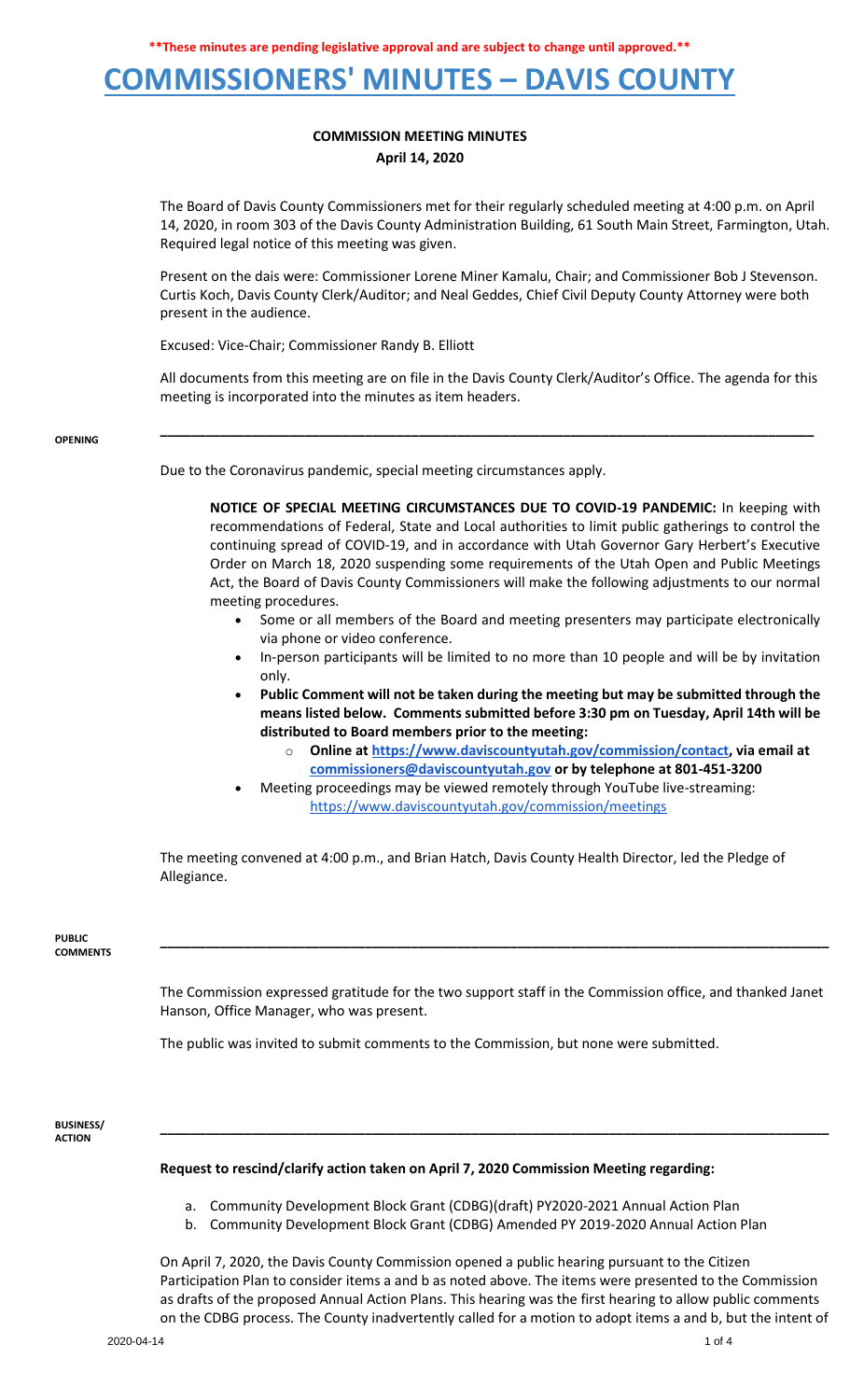**These minutes are pending legislative approval and are subject to change until approved.**

# COMMISSIONERS' MINUTES – DAVIS COUNTY

## COMMISSION MEETING MINUTES
### April 14, 2020

The Board of Davis County Commissioners met for their regularly scheduled meeting at 4:00 p.m. on April 14, 2020, in room 303 of the Davis County Administration Building, 61 South Main Street, Farmington, Utah. Required legal notice of this meeting was given.

Present on the dais were: Commissioner Lorene Miner Kamalu, Chair; and Commissioner Bob J Stevenson. Curtis Koch, Davis County Clerk/Auditor; and Neal Geddes, Chief Civil Deputy County Attorney were both present in the audience.

Excused: Vice-Chair; Commissioner Randy B. Elliott

All documents from this meeting are on file in the Davis County Clerk/Auditor's Office. The agenda for this meeting is incorporated into the minutes as item headers.

**OPENING**

Due to the Coronavirus pandemic, special meeting circumstances apply.

> **NOTICE OF SPECIAL MEETING CIRCUMSTANCES DUE TO COVID-19 PANDEMIC:** In keeping with recommendations of Federal, State and Local authorities to limit public gatherings to control the continuing spread of COVID-19, and in accordance with Utah Governor Gary Herbert's Executive Order on March 18, 2020 suspending some requirements of the Utah Open and Public Meetings Act, the Board of Davis County Commissioners will make the following adjustments to our normal meeting procedures.
>
> - Some or all members of the Board and meeting presenters may participate electronically via phone or video conference.
> - In-person participants will be limited to no more than 10 people and will be by invitation only.
> - **Public Comment will not be taken during the meeting but may be submitted through the means listed below. Comments submitted before 3:30 pm on Tuesday, April 14th will be distributed to Board members prior to the meeting:**
>   - **Online at https://www.daviscountyutah.gov/commission/contact, via email at commissioners@daviscountyutah.gov or by telephone at 801-451-3200**
> - Meeting proceedings may be viewed remotely through YouTube live-streaming: https://www.daviscountyutah.gov/commission/meetings

The meeting convened at 4:00 p.m., and Brian Hatch, Davis County Health Director, led the Pledge of Allegiance.

**PUBLIC COMMENTS**

The Commission expressed gratitude for the two support staff in the Commission office, and thanked Janet Hanson, Office Manager, who was present.

The public was invited to submit comments to the Commission, but none were submitted.

**BUSINESS/ ACTION**

**Request to rescind/clarify action taken on April 7, 2020 Commission Meeting regarding:**

a. Community Development Block Grant (CDBG)(draft) PY2020-2021 Annual Action Plan
b. Community Development Block Grant (CDBG) Amended PY 2019-2020 Annual Action Plan

On April 7, 2020, the Davis County Commission opened a public hearing pursuant to the Citizen Participation Plan to consider items a and b as noted above. The items were presented to the Commission as drafts of the proposed Annual Action Plans. This hearing was the first hearing to allow public comments on the CDBG process. The County inadvertently called for a motion to adopt items a and b, but the intent of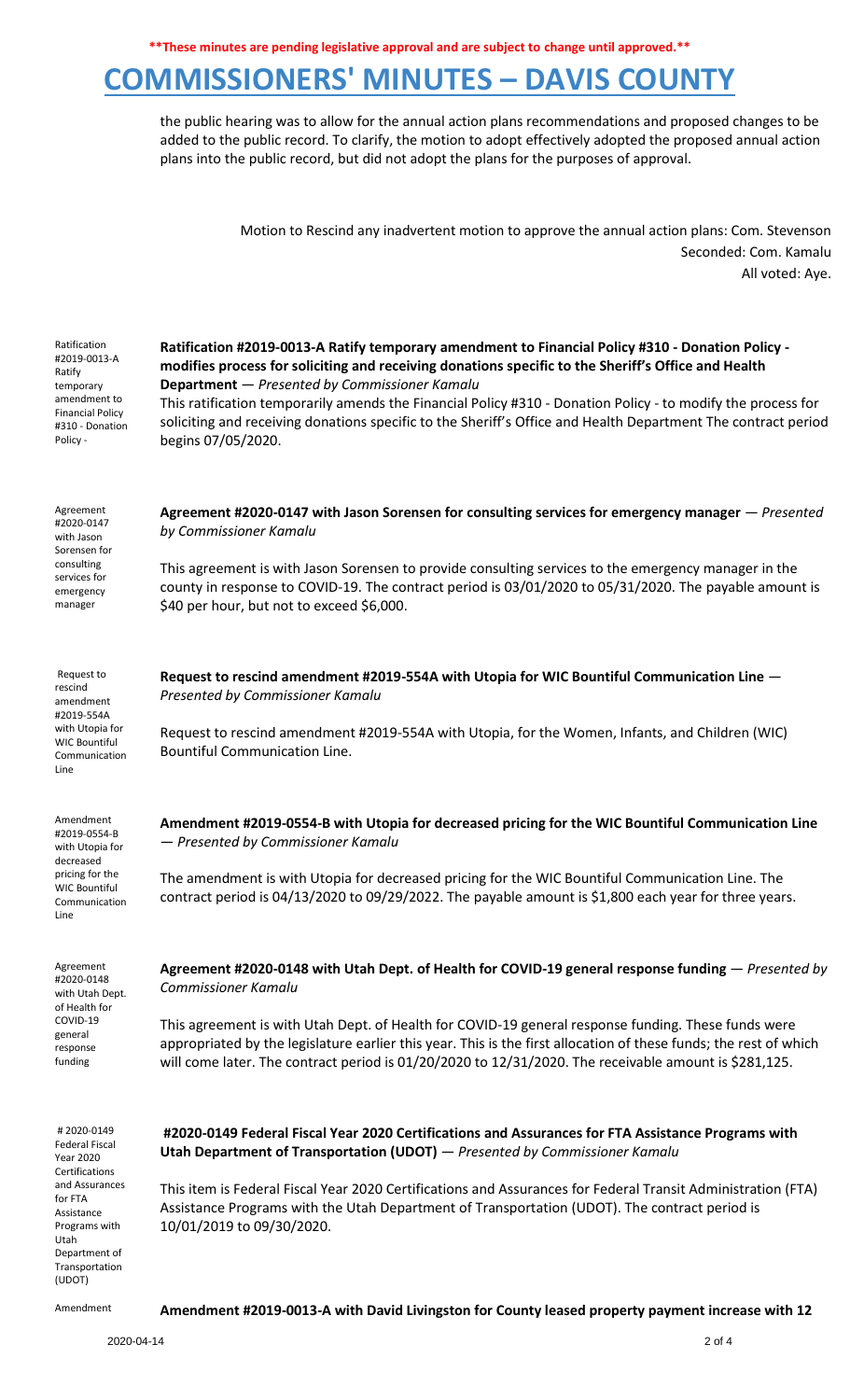the public hearing was to allow for the annual action plans recommendations and proposed changes to be added to the public record. To clarify, the motion to adopt effectively adopted the proposed annual action plans into the public record, but did not adopt the plans for the purposes of approval.

Motion to Rescind any inadvertent motion to approve the annual action plans: Com. Stevenson
Seconded: Com. Kamalu
All voted: Aye.

**Ratification #2019-0013-A Ratify temporary amendment to Financial Policy #310 - Donation Policy - modifies process for soliciting and receiving donations specific to the Sheriff's Office and Health Department** — *Presented by Commissioner Kamalu*

This ratification temporarily amends the Financial Policy #310 - Donation Policy - to modify the process for soliciting and receiving donations specific to the Sheriff's Office and Health Department The contract period begins 07/05/2020.

**Agreement #2020-0147 with Jason Sorensen for consulting services for emergency manager** — *Presented by Commissioner Kamalu*

This agreement is with Jason Sorensen to provide consulting services to the emergency manager in the county in response to COVID-19. The contract period is 03/01/2020 to 05/31/2020. The payable amount is $40 per hour, but not to exceed $6,000.

**Request to rescind amendment #2019-554A with Utopia for WIC Bountiful Communication Line** — *Presented by Commissioner Kamalu*

Request to rescind amendment #2019-554A with Utopia, for the Women, Infants, and Children (WIC) Bountiful Communication Line.

**Amendment #2019-0554-B with Utopia for decreased pricing for the WIC Bountiful Communication Line** — *Presented by Commissioner Kamalu*

The amendment is with Utopia for decreased pricing for the WIC Bountiful Communication Line. The contract period is 04/13/2020 to 09/29/2022. The payable amount is $1,800 each year for three years.

**Agreement #2020-0148 with Utah Dept. of Health for COVID-19 general response funding** — *Presented by Commissioner Kamalu*

This agreement is with Utah Dept. of Health for COVID-19 general response funding. These funds were appropriated by the legislature earlier this year. This is the first allocation of these funds; the rest of which will come later. The contract period is 01/20/2020 to 12/31/2020. The receivable amount is $281,125.

**#2020-0149 Federal Fiscal Year 2020 Certifications and Assurances for FTA Assistance Programs with Utah Department of Transportation (UDOT)** — *Presented by Commissioner Kamalu*

This item is Federal Fiscal Year 2020 Certifications and Assurances for Federal Transit Administration (FTA) Assistance Programs with the Utah Department of Transportation (UDOT). The contract period is 10/01/2019 to 09/30/2020.

**Amendment #2019-0013-A with David Livingston for County leased property payment increase with 12**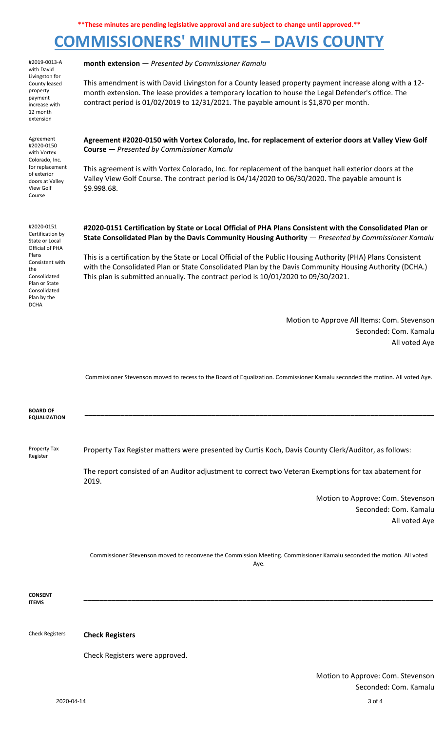**\*\*These minutes are pending legislative approval and are subject to change until approved.\*\***

# COMMISSIONERS' MINUTES – DAVIS COUNTY

*#2019-0013-A with David Livingston for County leased property payment increase with 12 month extension*

**month extension** — *Presented by Commissioner Kamalu*

This amendment is with David Livingston for a County leased property payment increase along with a 12-month extension. The lease provides a temporary location to house the Legal Defender's office. The contract period is 01/02/2019 to 12/31/2021. The payable amount is $1,870 per month.

*Agreement #2020-0150 with Vortex Colorado, Inc. for replacement of exterior doors at Valley View Golf Course*

**Agreement #2020-0150 with Vortex Colorado, Inc. for replacement of exterior doors at Valley View Golf Course** — *Presented by Commissioner Kamalu*

This agreement is with Vortex Colorado, Inc. for replacement of the banquet hall exterior doors at the Valley View Golf Course. The contract period is 04/14/2020 to 06/30/2020. The payable amount is $9.998.68.

*#2020-0151 Certification by State or Local Official of PHA Plans Consistent with the Consolidated Plan or State Consolidated Plan by the DCHA*

**#2020-0151 Certification by State or Local Official of PHA Plans Consistent with the Consolidated Plan or State Consolidated Plan by the Davis Community Housing Authority** — *Presented by Commissioner Kamalu*

This is a certification by the State or Local Official of the Public Housing Authority (PHA) Plans Consistent with the Consolidated Plan or State Consolidated Plan by the Davis Community Housing Authority (DCHA.) This plan is submitted annually. The contract period is 10/01/2020 to 09/30/2021.

Motion to Approve All Items: Com. Stevenson
Seconded: Com. Kamalu
All voted Aye

Commissioner Stevenson moved to recess to the Board of Equalization. Commissioner Kamalu seconded the motion. All voted Aye.

## BOARD OF EQUALIZATION

*Property Tax Register*

Property Tax Register matters were presented by Curtis Koch, Davis County Clerk/Auditor, as follows:

The report consisted of an Auditor adjustment to correct two Veteran Exemptions for tax abatement for 2019.

Motion to Approve: Com. Stevenson
Seconded: Com. Kamalu
All voted Aye

Commissioner Stevenson moved to reconvene the Commission Meeting. Commissioner Kamalu seconded the motion. All voted Aye.

## CONSENT ITEMS

*Check Registers*

**Check Registers**

Check Registers were approved.

Motion to Approve: Com. Stevenson
Seconded: Com. Kamalu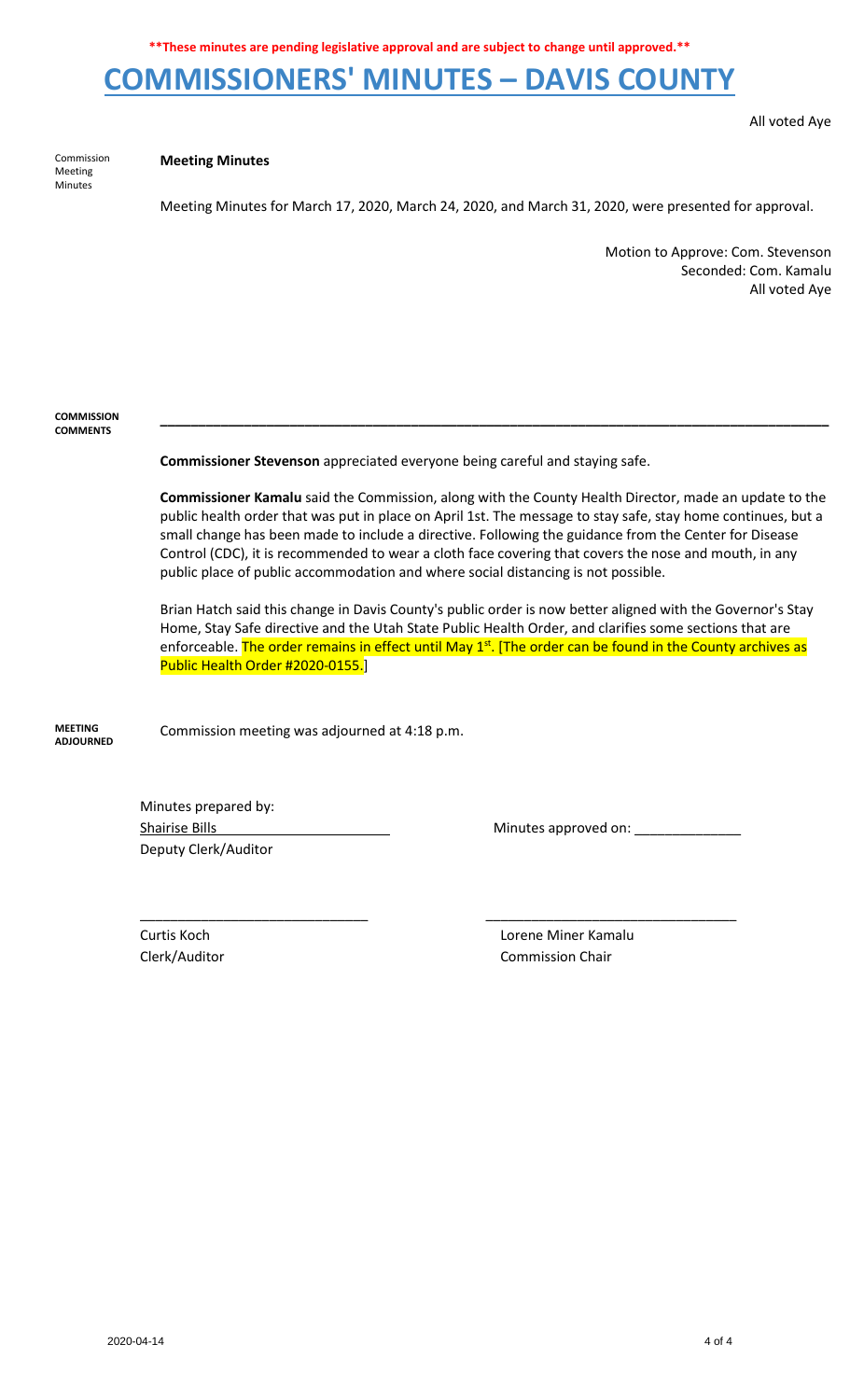**\*\*These minutes are pending legislative approval and are subject to change until approved.\*\***

# COMMISSIONERS' MINUTES – DAVIS COUNTY

All voted Aye

Commission Meeting Minutes

**Meeting Minutes**

Meeting Minutes for March 17, 2020, March 24, 2020, and March 31, 2020, were presented for approval.

Motion to Approve: Com. Stevenson
Seconded: Com. Kamalu
All voted Aye

**COMMISSION COMMENTS**

**Commissioner Stevenson** appreciated everyone being careful and staying safe.

**Commissioner Kamalu** said the Commission, along with the County Health Director, made an update to the public health order that was put in place on April 1st. The message to stay safe, stay home continues, but a small change has been made to include a directive. Following the guidance from the Center for Disease Control (CDC), it is recommended to wear a cloth face covering that covers the nose and mouth, in any public place of public accommodation and where social distancing is not possible.

Brian Hatch said this change in Davis County's public order is now better aligned with the Governor's Stay Home, Stay Safe directive and the Utah State Public Health Order, and clarifies some sections that are enforceable. The order remains in effect until May 1st. [The order can be found in the County archives as Public Health Order #2020-0155.]

**MEETING ADJOURNED**

Commission meeting was adjourned at 4:18 p.m.

Minutes prepared by:
Shairise Bills
Deputy Clerk/Auditor

Minutes approved on: ______________

______________________________
Curtis Koch
Clerk/Auditor

______________________________
Lorene Miner Kamalu
Commission Chair